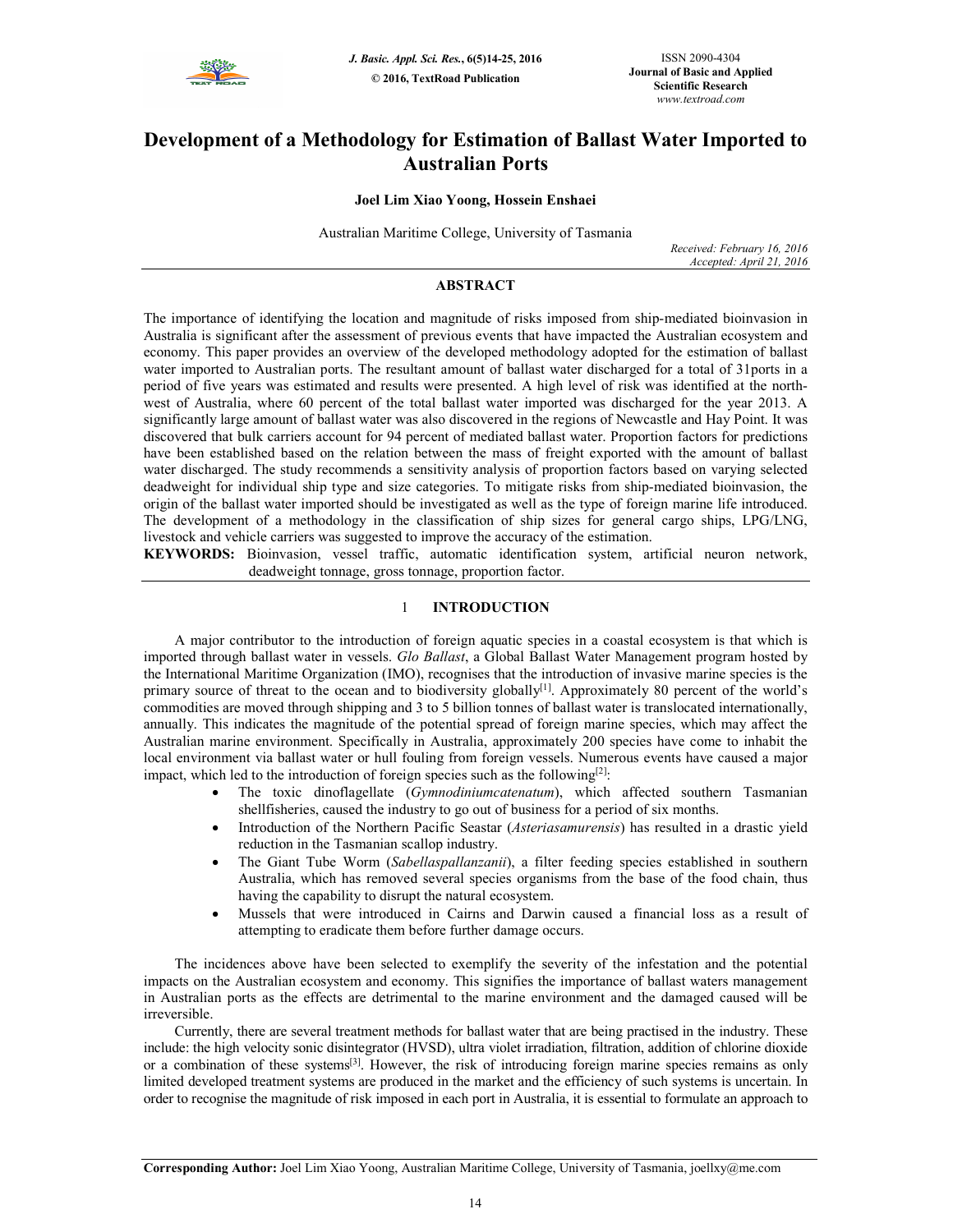# Development of a Methodology for Estimation of Ballast Water Imported to Australian Ports

**Joel Lim Xiao Yoong, Hossein Enshaei**

Australian Maritime College, University of Tasmania

*Received: February 16, 2016*
*Accepted: April 21, 2016*

## ABSTRACT

The importance of identifying the location and magnitude of risks imposed from ship-mediated bioinvasion in Australia is significant after the assessment of previous events that have impacted the Australian ecosystem and economy. This paper provides an overview of the developed methodology adopted for the estimation of ballast water imported to Australian ports. The resultant amount of ballast water discharged for a total of 31ports in a period of five years was estimated and results were presented. A high level of risk was identified at the north-west of Australia, where 60 percent of the total ballast water imported was discharged for the year 2013. A significantly large amount of ballast water was also discovered in the regions of Newcastle and Hay Point. It was discovered that bulk carriers account for 94 percent of mediated ballast water. Proportion factors for predictions have been established based on the relation between the mass of freight exported with the amount of ballast water discharged. The study recommends a sensitivity analysis of proportion factors based on varying selected deadweight for individual ship type and size categories. To mitigate risks from ship-mediated bioinvasion, the origin of the ballast water imported should be investigated as well as the type of foreign marine life introduced. The development of a methodology in the classification of ship sizes for general cargo ships, LPG/LNG, livestock and vehicle carriers was suggested to improve the accuracy of the estimation.

**KEYWORDS:** Bioinvasion, vessel traffic, automatic identification system, artificial neuron network, deadweight tonnage, gross tonnage, proportion factor.

## 1 INTRODUCTION

A major contributor to the introduction of foreign aquatic species in a coastal ecosystem is that which is imported through ballast water in vessels. *Glo Ballast*, a Global Ballast Water Management program hosted by the International Maritime Organization (IMO), recognises that the introduction of invasive marine species is the primary source of threat to the ocean and to biodiversity globally[1]. Approximately 80 percent of the world's commodities are moved through shipping and 3 to 5 billion tonnes of ballast water is translocated internationally, annually. This indicates the magnitude of the potential spread of foreign marine species, which may affect the Australian marine environment. Specifically in Australia, approximately 200 species have come to inhabit the local environment via ballast water or hull fouling from foreign vessels. Numerous events have caused a major impact, which led to the introduction of foreign species such as the following[2]:

- The toxic dinoflagellate (*Gymnodiniumcatenatum*), which affected southern Tasmanian shellfisheries, caused the industry to go out of business for a period of six months.
- Introduction of the Northern Pacific Seastar (*Asteriasamurensis*) has resulted in a drastic yield reduction in the Tasmanian scallop industry.
- The Giant Tube Worm (*Sabellaspallanzanii*), a filter feeding species established in southern Australia, which has removed several species organisms from the base of the food chain, thus having the capability to disrupt the natural ecosystem.
- Mussels that were introduced in Cairns and Darwin caused a financial loss as a result of attempting to eradicate them before further damage occurs.

The incidences above have been selected to exemplify the severity of the infestation and the potential impacts on the Australian ecosystem and economy. This signifies the importance of ballast waters management in Australian ports as the effects are detrimental to the marine environment and the damaged caused will be irreversible.

Currently, there are several treatment methods for ballast water that are being practised in the industry. These include: the high velocity sonic disintegrator (HVSD), ultra violet irradiation, filtration, addition of chlorine dioxide or a combination of these systems[3]. However, the risk of introducing foreign marine species remains as only limited developed treatment systems are produced in the market and the efficiency of such systems is uncertain. In order to recognise the magnitude of risk imposed in each port in Australia, it is essential to formulate an approach to

**Corresponding Author:** Joel Lim Xiao Yoong, Australian Maritime College, University of Tasmania, joellxy@me.com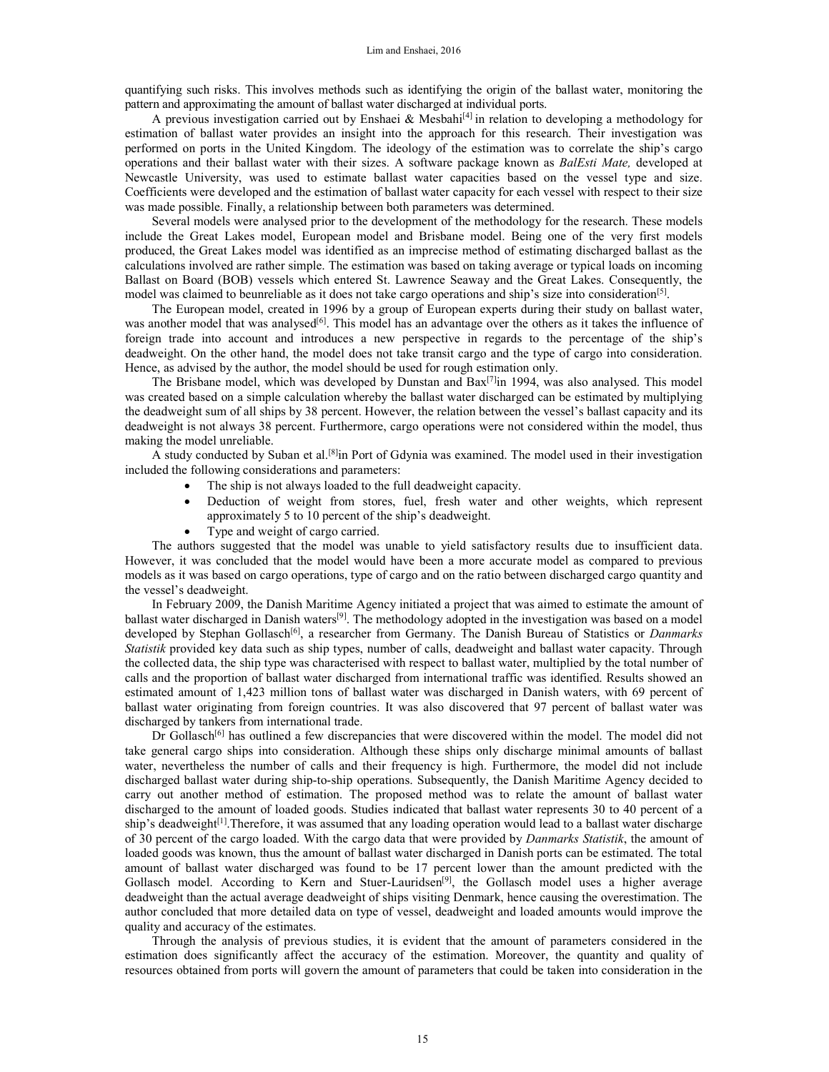quantifying such risks. This involves methods such as identifying the origin of the ballast water, monitoring the pattern and approximating the amount of ballast water discharged at individual ports.

A previous investigation carried out by Enshaei & Mesbahi[4] in relation to developing a methodology for estimation of ballast water provides an insight into the approach for this research. Their investigation was performed on ports in the United Kingdom. The ideology of the estimation was to correlate the ship's cargo operations and their ballast water with their sizes. A software package known as *BalEsti Mate,* developed at Newcastle University, was used to estimate ballast water capacities based on the vessel type and size. Coefficients were developed and the estimation of ballast water capacity for each vessel with respect to their size was made possible. Finally, a relationship between both parameters was determined.

Several models were analysed prior to the development of the methodology for the research. These models include the Great Lakes model, European model and Brisbane model. Being one of the very first models produced, the Great Lakes model was identified as an imprecise method of estimating discharged ballast as the calculations involved are rather simple. The estimation was based on taking average or typical loads on incoming Ballast on Board (BOB) vessels which entered St. Lawrence Seaway and the Great Lakes. Consequently, the model was claimed to beunreliable as it does not take cargo operations and ship's size into consideration[5].

The European model, created in 1996 by a group of European experts during their study on ballast water, was another model that was analysed[6]. This model has an advantage over the others as it takes the influence of foreign trade into account and introduces a new perspective in regards to the percentage of the ship's deadweight. On the other hand, the model does not take transit cargo and the type of cargo into consideration. Hence, as advised by the author, the model should be used for rough estimation only.

The Brisbane model, which was developed by Dunstan and Bax[7]in 1994, was also analysed. This model was created based on a simple calculation whereby the ballast water discharged can be estimated by multiplying the deadweight sum of all ships by 38 percent. However, the relation between the vessel's ballast capacity and its deadweight is not always 38 percent. Furthermore, cargo operations were not considered within the model, thus making the model unreliable.

A study conducted by Suban et al.[8]in Port of Gdynia was examined. The model used in their investigation included the following considerations and parameters:

- The ship is not always loaded to the full deadweight capacity.
- Deduction of weight from stores, fuel, fresh water and other weights, which represent approximately 5 to 10 percent of the ship's deadweight.
- Type and weight of cargo carried.

The authors suggested that the model was unable to yield satisfactory results due to insufficient data. However, it was concluded that the model would have been a more accurate model as compared to previous models as it was based on cargo operations, type of cargo and on the ratio between discharged cargo quantity and the vessel's deadweight.

In February 2009, the Danish Maritime Agency initiated a project that was aimed to estimate the amount of ballast water discharged in Danish waters[9]. The methodology adopted in the investigation was based on a model developed by Stephan Gollasch[6], a researcher from Germany. The Danish Bureau of Statistics or *Danmarks Statistik* provided key data such as ship types, number of calls, deadweight and ballast water capacity. Through the collected data, the ship type was characterised with respect to ballast water, multiplied by the total number of calls and the proportion of ballast water discharged from international traffic was identified. Results showed an estimated amount of 1,423 million tons of ballast water was discharged in Danish waters, with 69 percent of ballast water originating from foreign countries. It was also discovered that 97 percent of ballast water was discharged by tankers from international trade.

Dr Gollasch[6] has outlined a few discrepancies that were discovered within the model. The model did not take general cargo ships into consideration. Although these ships only discharge minimal amounts of ballast water, nevertheless the number of calls and their frequency is high. Furthermore, the model did not include discharged ballast water during ship-to-ship operations. Subsequently, the Danish Maritime Agency decided to carry out another method of estimation. The proposed method was to relate the amount of ballast water discharged to the amount of loaded goods. Studies indicated that ballast water represents 30 to 40 percent of a ship's deadweight[1].Therefore, it was assumed that any loading operation would lead to a ballast water discharge of 30 percent of the cargo loaded. With the cargo data that were provided by *Danmarks Statistik*, the amount of loaded goods was known, thus the amount of ballast water discharged in Danish ports can be estimated. The total amount of ballast water discharged was found to be 17 percent lower than the amount predicted with the Gollasch model. According to Kern and Stuer-Lauridsen[9], the Gollasch model uses a higher average deadweight than the actual average deadweight of ships visiting Denmark, hence causing the overestimation. The author concluded that more detailed data on type of vessel, deadweight and loaded amounts would improve the quality and accuracy of the estimates.

Through the analysis of previous studies, it is evident that the amount of parameters considered in the estimation does significantly affect the accuracy of the estimation. Moreover, the quantity and quality of resources obtained from ports will govern the amount of parameters that could be taken into consideration in the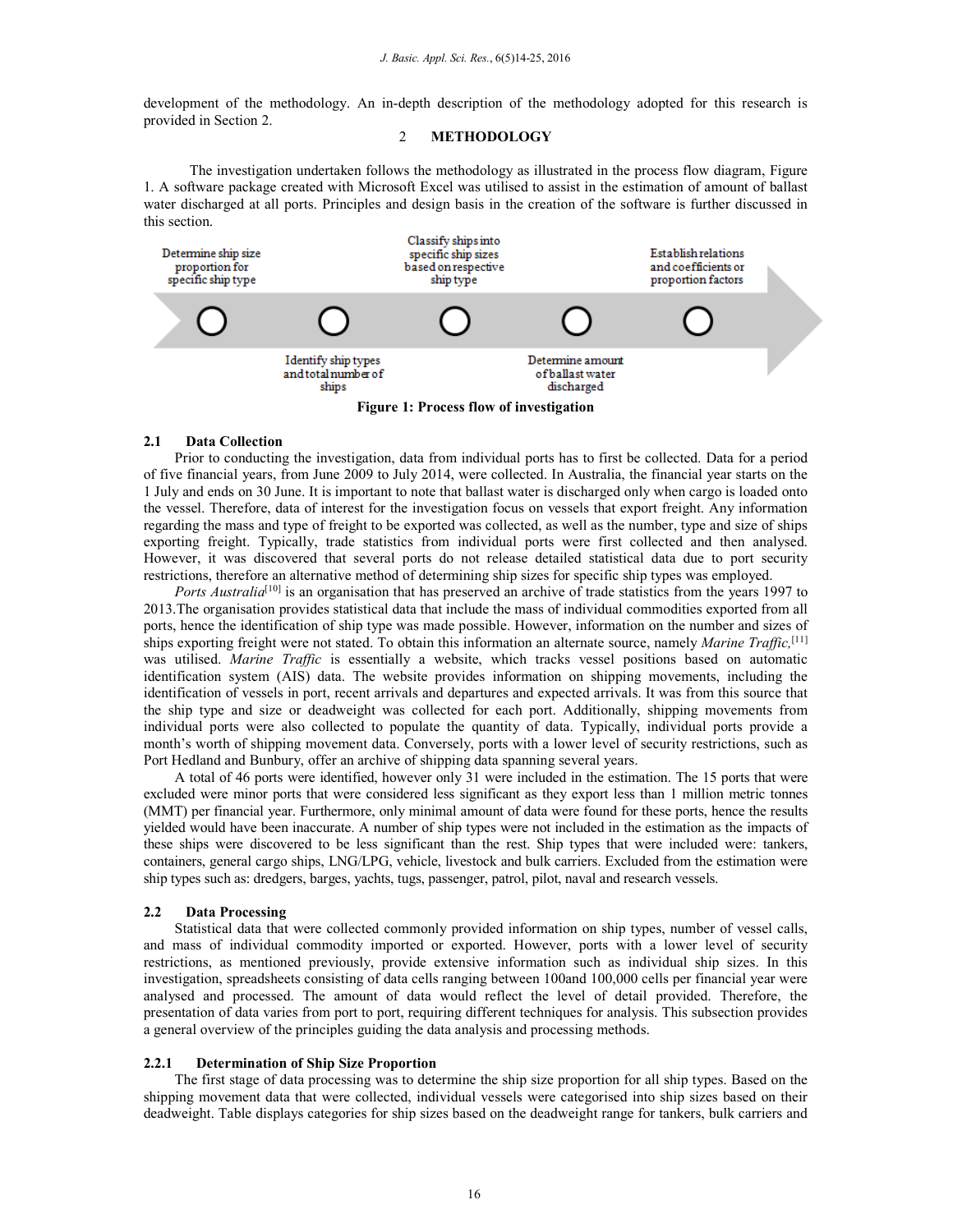development of the methodology. An in-depth description of the methodology adopted for this research is provided in Section 2.

## 2 METHODOLOGY

The investigation undertaken follows the methodology as illustrated in the process flow diagram, Figure 1. A software package created with Microsoft Excel was utilised to assist in the estimation of amount of ballast water discharged at all ports. Principles and design basis in the creation of the software is further discussed in this section.

Determine ship size proportion for specific ship type → Identify ship types and total number of ships → Classify ships into specific ship sizes based on respective ship type → Determine amount of ballast water discharged → Establish relations and coefficients or proportion factors

**Figure 1: Process flow of investigation**

### 2.1 Data Collection

Prior to conducting the investigation, data from individual ports has to first be collected. Data for a period of five financial years, from June 2009 to July 2014, were collected. In Australia, the financial year starts on the 1 July and ends on 30 June. It is important to note that ballast water is discharged only when cargo is loaded onto the vessel. Therefore, data of interest for the investigation focus on vessels that export freight. Any information regarding the mass and type of freight to be exported was collected, as well as the number, type and size of ships exporting freight. Typically, trade statistics from individual ports were first collected and then analysed. However, it was discovered that several ports do not release detailed statistical data due to port security restrictions, therefore an alternative method of determining ship sizes for specific ship types was employed.

*Ports Australia*[10] is an organisation that has preserved an archive of trade statistics from the years 1997 to 2013.The organisation provides statistical data that include the mass of individual commodities exported from all ports, hence the identification of ship type was made possible. However, information on the number and sizes of ships exporting freight were not stated. To obtain this information an alternate source, namely *Marine Traffic,*[11] was utilised. *Marine Traffic* is essentially a website, which tracks vessel positions based on automatic identification system (AIS) data. The website provides information on shipping movements, including the identification of vessels in port, recent arrivals and departures and expected arrivals. It was from this source that the ship type and size or deadweight was collected for each port. Additionally, shipping movements from individual ports were also collected to populate the quantity of data. Typically, individual ports provide a month's worth of shipping movement data. Conversely, ports with a lower level of security restrictions, such as Port Hedland and Bunbury, offer an archive of shipping data spanning several years.

A total of 46 ports were identified, however only 31 were included in the estimation. The 15 ports that were excluded were minor ports that were considered less significant as they export less than 1 million metric tonnes (MMT) per financial year. Furthermore, only minimal amount of data were found for these ports, hence the results yielded would have been inaccurate. A number of ship types were not included in the estimation as the impacts of these ships were discovered to be less significant than the rest. Ship types that were included were: tankers, containers, general cargo ships, LNG/LPG, vehicle, livestock and bulk carriers. Excluded from the estimation were ship types such as: dredgers, barges, yachts, tugs, passenger, patrol, pilot, naval and research vessels.

### 2.2 Data Processing

Statistical data that were collected commonly provided information on ship types, number of vessel calls, and mass of individual commodity imported or exported. However, ports with a lower level of security restrictions, as mentioned previously, provide extensive information such as individual ship sizes. In this investigation, spreadsheets consisting of data cells ranging between 100and 100,000 cells per financial year were analysed and processed. The amount of data would reflect the level of detail provided. Therefore, the presentation of data varies from port to port, requiring different techniques for analysis. This subsection provides a general overview of the principles guiding the data analysis and processing methods.

#### 2.2.1 Determination of Ship Size Proportion

The first stage of data processing was to determine the ship size proportion for all ship types. Based on the shipping movement data that were collected, individual vessels were categorised into ship sizes based on their deadweight. Table displays categories for ship sizes based on the deadweight range for tankers, bulk carriers and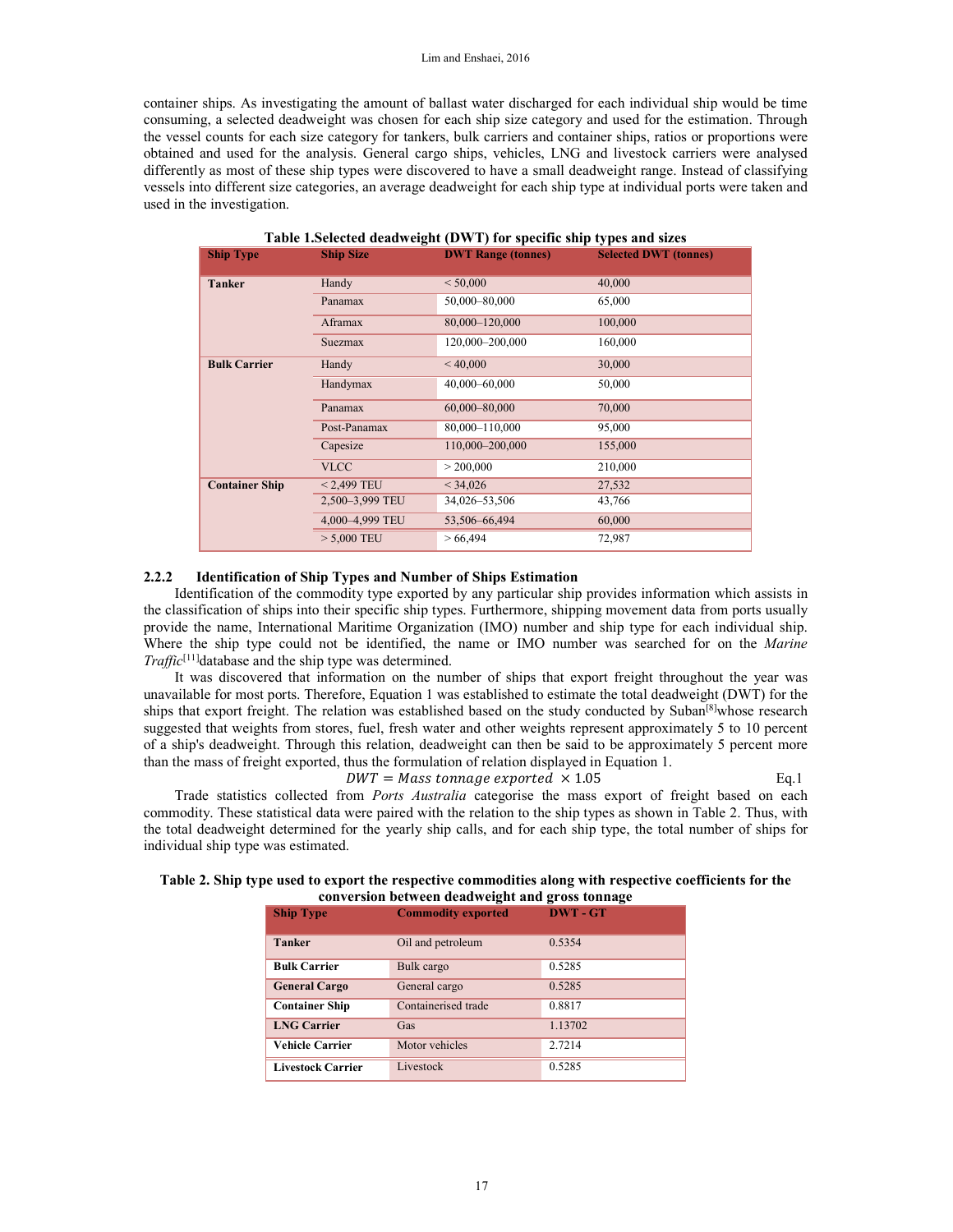container ships. As investigating the amount of ballast water discharged for each individual ship would be time consuming, a selected deadweight was chosen for each ship size category and used for the estimation. Through the vessel counts for each size category for tankers, bulk carriers and container ships, ratios or proportions were obtained and used for the analysis. General cargo ships, vehicles, LNG and livestock carriers were analysed differently as most of these ship types were discovered to have a small deadweight range. Instead of classifying vessels into different size categories, an average deadweight for each ship type at individual ports were taken and used in the investigation.

**Table 1.Selected deadweight (DWT) for specific ship types and sizes**

| Ship Type | Ship Size | DWT Range (tonnes) | Selected DWT (tonnes) |
|---|---|---|---|
| **Tanker** | Handy | < 50,000 | 40,000 |
| | Panamax | 50,000–80,000 | 65,000 |
| | Aframax | 80,000–120,000 | 100,000 |
| | Suezmax | 120,000–200,000 | 160,000 |
| **Bulk Carrier** | Handy | < 40,000 | 30,000 |
| | Handymax | 40,000–60,000 | 50,000 |
| | Panamax | 60,000–80,000 | 70,000 |
| | Post-Panamax | 80,000–110,000 | 95,000 |
| | Capesize | 110,000–200,000 | 155,000 |
| | VLCC | > 200,000 | 210,000 |
| **Container Ship** | < 2,499 TEU | < 34,026 | 27,532 |
| | 2,500–3,999 TEU | 34,026–53,506 | 43,766 |
| | 4,000–4,999 TEU | 53,506–66,494 | 60,000 |
| | > 5,000 TEU | > 66,494 | 72,987 |

### 2.2.2 Identification of Ship Types and Number of Ships Estimation

Identification of the commodity type exported by any particular ship provides information which assists in the classification of ships into their specific ship types. Furthermore, shipping movement data from ports usually provide the name, International Maritime Organization (IMO) number and ship type for each individual ship. Where the ship type could not be identified, the name or IMO number was searched for on the *Marine Traffic*[11]database and the ship type was determined.

It was discovered that information on the number of ships that export freight throughout the year was unavailable for most ports. Therefore, Equation 1 was established to estimate the total deadweight (DWT) for the ships that export freight. The relation was established based on the study conducted by Suban[8]whose research suggested that weights from stores, fuel, fresh water and other weights represent approximately 5 to 10 percent of a ship's deadweight. Through this relation, deadweight can then be said to be approximately 5 percent more than the mass of freight exported, thus the formulation of relation displayed in Equation 1.

$$DWT = Mass\ tonnage\ exported\ \times 1.05 \qquad \text{Eq.1}$$

Trade statistics collected from *Ports Australia* categorise the mass export of freight based on each commodity. These statistical data were paired with the relation to the ship types as shown in Table 2. Thus, with the total deadweight determined for the yearly ship calls, and for each ship type, the total number of ships for individual ship type was estimated.

**Table 2. Ship type used to export the respective commodities along with respective coefficients for the conversion between deadweight and gross tonnage**

| Ship Type | Commodity exported | DWT - GT |
|---|---|---|
| **Tanker** | Oil and petroleum | 0.5354 |
| **Bulk Carrier** | Bulk cargo | 0.5285 |
| **General Cargo** | General cargo | 0.5285 |
| **Container Ship** | Containerised trade | 0.8817 |
| **LNG Carrier** | Gas | 1.13702 |
| **Vehicle Carrier** | Motor vehicles | 2.7214 |
| **Livestock Carrier** | Livestock | 0.5285 |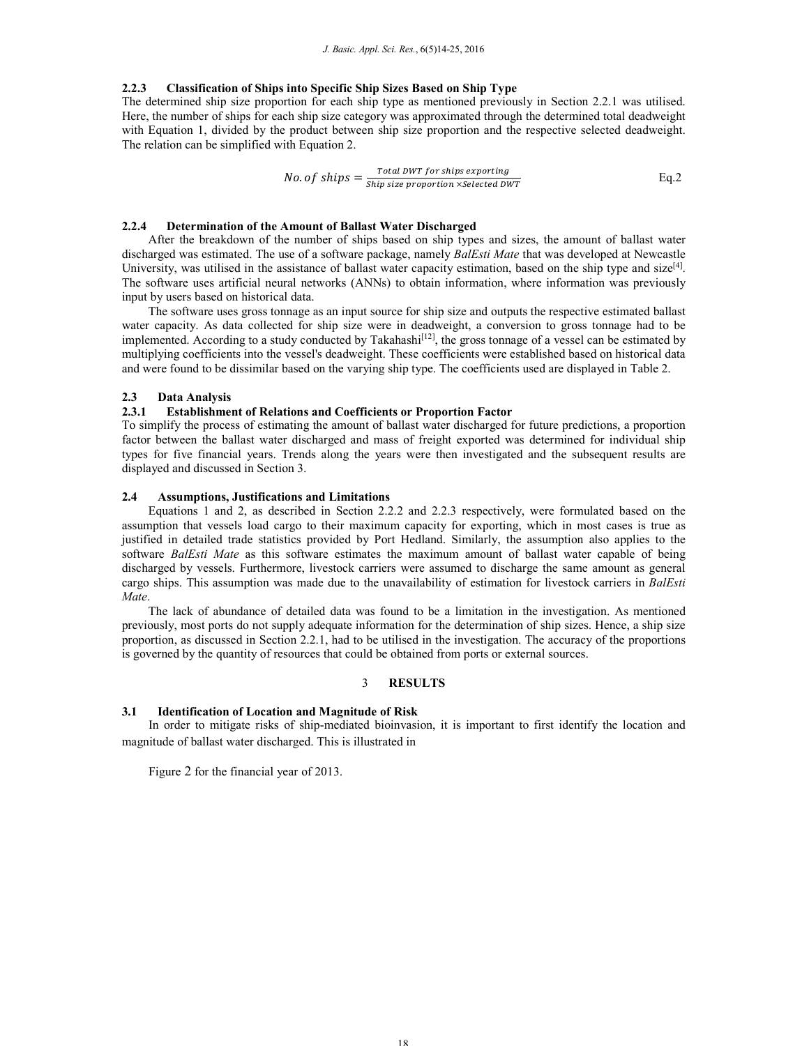### 2.2.3 Classification of Ships into Specific Ship Sizes Based on Ship Type

The determined ship size proportion for each ship type as mentioned previously in Section 2.2.1 was utilised. Here, the number of ships for each ship size category was approximated through the determined total deadweight with Equation 1, divided by the product between ship size proportion and the respective selected deadweight. The relation can be simplified with Equation 2.

$$No. of\ ships = \frac{Total\ DWT\ for\ ships\ exporting}{Ship\ size\ proportion \times Selected\ DWT} \qquad \text{Eq.2}$$

### 2.2.4 Determination of the Amount of Ballast Water Discharged

After the breakdown of the number of ships based on ship types and sizes, the amount of ballast water discharged was estimated. The use of a software package, namely *BalEsti Mate* that was developed at Newcastle University, was utilised in the assistance of ballast water capacity estimation, based on the ship type and size[4]. The software uses artificial neural networks (ANNs) to obtain information, where information was previously input by users based on historical data.

The software uses gross tonnage as an input source for ship size and outputs the respective estimated ballast water capacity. As data collected for ship size were in deadweight, a conversion to gross tonnage had to be implemented. According to a study conducted by Takahashi[12], the gross tonnage of a vessel can be estimated by multiplying coefficients into the vessel's deadweight. These coefficients were established based on historical data and were found to be dissimilar based on the varying ship type. The coefficients used are displayed in Table 2.

## 2.3 Data Analysis

### 2.3.1 Establishment of Relations and Coefficients or Proportion Factor

To simplify the process of estimating the amount of ballast water discharged for future predictions, a proportion factor between the ballast water discharged and mass of freight exported was determined for individual ship types for five financial years. Trends along the years were then investigated and the subsequent results are displayed and discussed in Section 3.

## 2.4 Assumptions, Justifications and Limitations

Equations 1 and 2, as described in Section 2.2.2 and 2.2.3 respectively, were formulated based on the assumption that vessels load cargo to their maximum capacity for exporting, which in most cases is true as justified in detailed trade statistics provided by Port Hedland. Similarly, the assumption also applies to the software *BalEsti Mate* as this software estimates the maximum amount of ballast water capable of being discharged by vessels. Furthermore, livestock carriers were assumed to discharge the same amount as general cargo ships. This assumption was made due to the unavailability of estimation for livestock carriers in *BalEsti Mate*.

The lack of abundance of detailed data was found to be a limitation in the investigation. As mentioned previously, most ports do not supply adequate information for the determination of ship sizes. Hence, a ship size proportion, as discussed in Section 2.2.1, had to be utilised in the investigation. The accuracy of the proportions is governed by the quantity of resources that could be obtained from ports or external sources.

# 3 RESULTS

## 3.1 Identification of Location and Magnitude of Risk

In order to mitigate risks of ship-mediated bioinvasion, it is important to first identify the location and magnitude of ballast water discharged. This is illustrated in

Figure 2 for the financial year of 2013.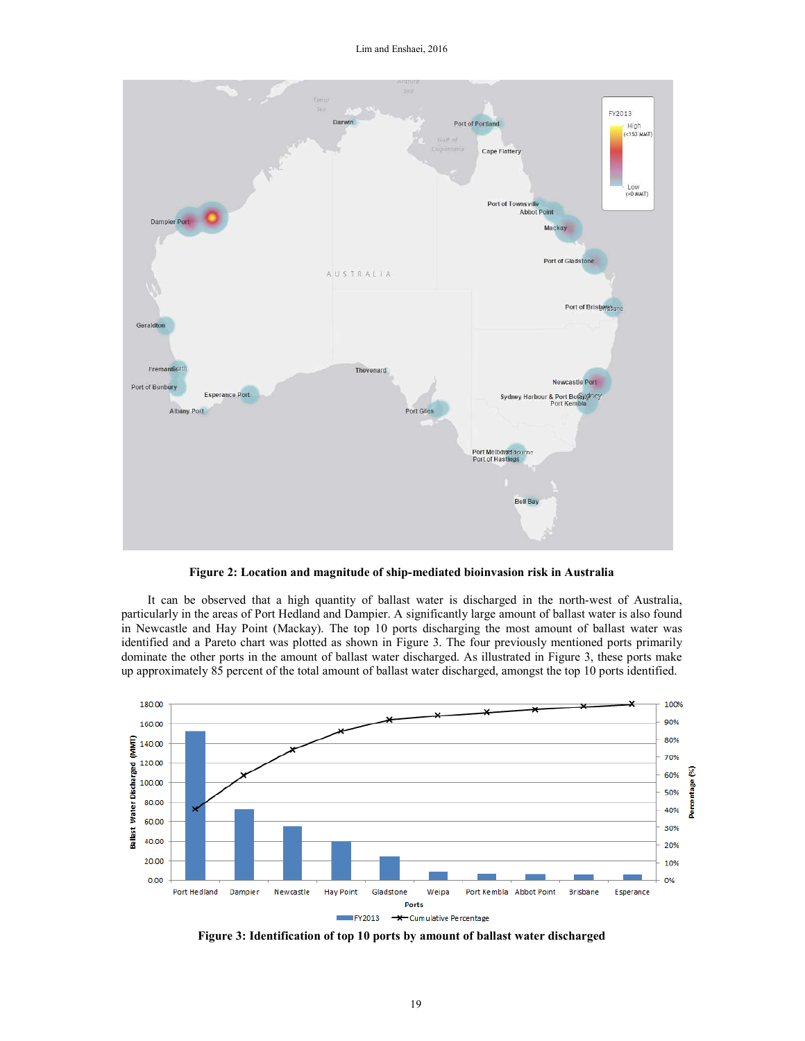**Figure 2: Location and magnitude of ship-mediated bioinvasion risk in Australia**

It can be observed that a high quantity of ballast water is discharged in the north-west of Australia, particularly in the areas of Port Hedland and Dampier. A significantly large amount of ballast water is also found in Newcastle and Hay Point (Mackay). The top 10 ports discharging the most amount of ballast water was identified and a Pareto chart was plotted as shown in Figure 3. The four previously mentioned ports primarily dominate the other ports in the amount of ballast water discharged. As illustrated in Figure 3, these ports make up approximately 85 percent of the total amount of ballast water discharged, amongst the top 10 ports identified.

**Figure 3: Identification of top 10 ports by amount of ballast water discharged**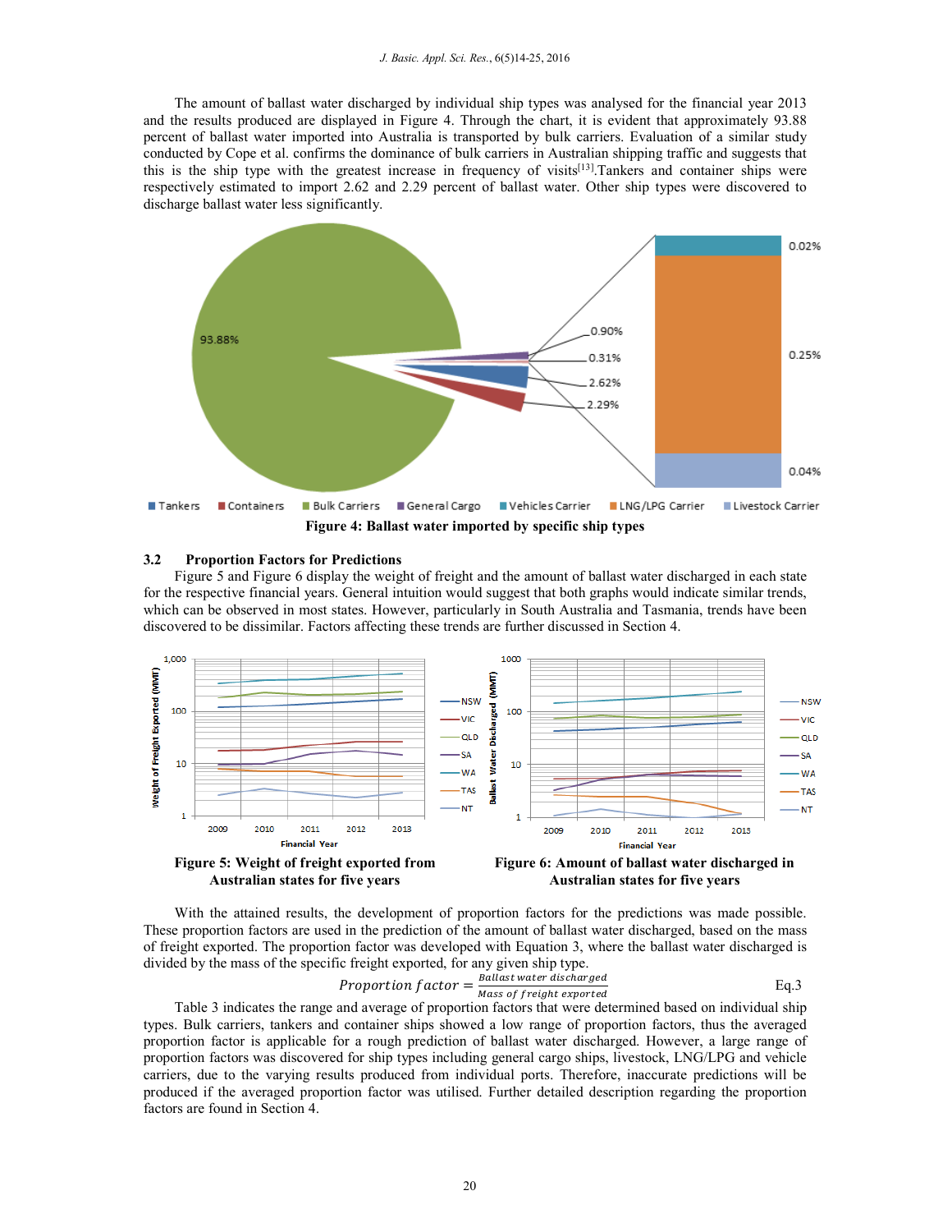The amount of ballast water discharged by individual ship types was analysed for the financial year 2013 and the results produced are displayed in Figure 4. Through the chart, it is evident that approximately 93.88 percent of ballast water imported into Australia is transported by bulk carriers. Evaluation of a similar study conducted by Cope et al. confirms the dominance of bulk carriers in Australian shipping traffic and suggests that this is the ship type with the greatest increase in frequency of visits[13].Tankers and container ships were respectively estimated to import 2.62 and 2.29 percent of ballast water. Other ship types were discovered to discharge ballast water less significantly.

**Figure 4: Ballast water imported by specific ship types**

## 3.2 Proportion Factors for Predictions

Figure 5 and Figure 6 display the weight of freight and the amount of ballast water discharged in each state for the respective financial years. General intuition would suggest that both graphs would indicate similar trends, which can be observed in most states. However, particularly in South Australia and Tasmania, trends have been discovered to be dissimilar. Factors affecting these trends are further discussed in Section 4.

**Figure 5: Weight of freight exported from Australian states for five years**

**Figure 6: Amount of ballast water discharged in Australian states for five years**

With the attained results, the development of proportion factors for the predictions was made possible. These proportion factors are used in the prediction of the amount of ballast water discharged, based on the mass of freight exported. The proportion factor is applicable for a rough prediction of ballast water discharged. The proportion factor was developed with Equation 3, where the ballast water discharged is divided by the mass of the specific freight exported, for any given ship type.

$$Proportion\ factor = \frac{Ballast\ water\ discharged}{Mass\ of\ freight\ exported} \quad \text{Eq.3}$$

Table 3 indicates the range and average of proportion factors that were determined based on individual ship types. Bulk carriers, tankers and container ships showed a low range of proportion factors, thus the averaged proportion factor is applicable for a rough prediction of ballast water discharged. However, a large range of proportion factors was discovered for ship types including general cargo ships, livestock, LNG/LPG and vehicle carriers, due to the varying results produced from individual ports. Therefore, inaccurate predictions will be produced if the averaged proportion factor was utilised. Further detailed description regarding the proportion factors are found in Section 4.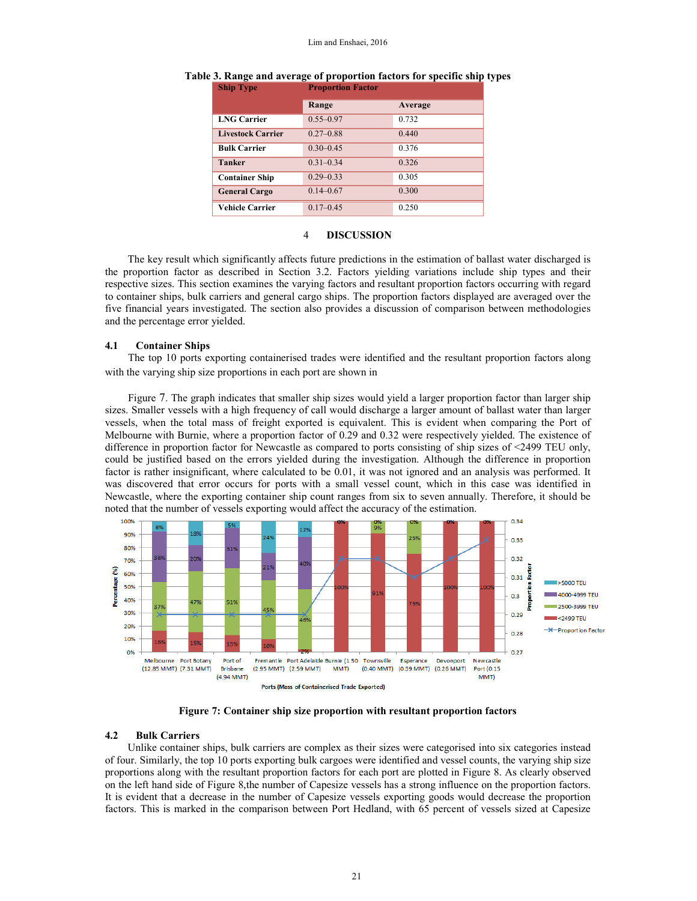**Table 3. Range and average of proportion factors for specific ship types**

| Ship Type | Proportion Factor | |
|---|---|---|
| | Range | Average |
| **LNG Carrier** | 0.55–0.97 | 0.732 |
| **Livestock Carrier** | 0.27–0.88 | 0.440 |
| **Bulk Carrier** | 0.30–0.45 | 0.376 |
| **Tanker** | 0.31–0.34 | 0.326 |
| **Container Ship** | 0.29–0.33 | 0.305 |
| **General Cargo** | 0.14–0.67 | 0.300 |
| **Vehicle Carrier** | 0.17–0.45 | 0.250 |

# 4 DISCUSSION

The key result which significantly affects future predictions in the estimation of ballast water discharged is the proportion factor as described in Section 3.2. Factors yielding variations include ship types and their respective sizes. This section examines the varying factors and resultant proportion factors occurring with regard to container ships, bulk carriers and general cargo ships. The proportion factors displayed are averaged over the five financial years investigated. The section also provides a discussion of comparison between methodologies and the percentage error yielded.

## 4.1 Container Ships

The top 10 ports exporting containerised trades were identified and the resultant proportion factors along with the varying ship size proportions in each port are shown in

Figure 7. The graph indicates that smaller ship sizes would yield a larger proportion factor than larger ship sizes. Smaller vessels with a high frequency of call would discharge a larger amount of ballast water than larger vessels, when the total mass of freight exported is equivalent. This is evident when comparing the Port of Melbourne with Burnie, where a proportion factor of 0.29 and 0.32 were respectively yielded. The existence of difference in proportion factor for Newcastle as compared to ports consisting of ship sizes of <2499 TEU only, could be justified based on the errors yielded during the investigation. Although the difference in proportion factor is rather insignificant, where calculated to be 0.01, it was not ignored and an analysis was performed. It was discovered that error occurs for ports with a small vessel count, which in this case was identified in Newcastle, where the exporting container ship count ranges from six to seven annually. Therefore, it should be noted that the number of vessels exporting would affect the accuracy of the estimation.

**Figure 7: Container ship size proportion with resultant proportion factors**

## 4.2 Bulk Carriers

Unlike container ships, bulk carriers are complex as their sizes were categorised into six categories instead of four. Similarly, the top 10 ports exporting bulk cargoes were identified and vessel counts, the varying ship size proportions along with the resultant proportion factors for each port are plotted in Figure 8. As clearly observed on the left hand side of Figure 8,the number of Capesize vessels has a strong influence on the proportion factors. It is evident that a decrease in the number of Capesize vessels exporting goods would decrease the proportion factors. This is marked in the comparison between Port Hedland, with 65 percent of vessels sized at Capesize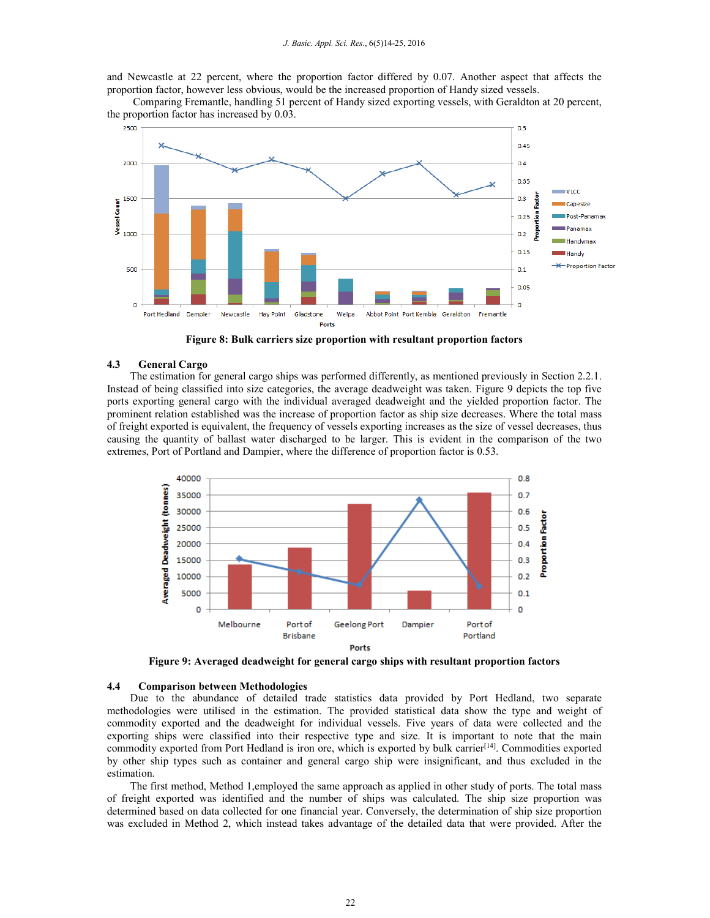and Newcastle at 22 percent, where the proportion factor differed by 0.07. Another aspect that affects the proportion factor, however less obvious, would be the increased proportion of Handy sized vessels.

Comparing Fremantle, handling 51 percent of Handy sized exporting vessels, with Geraldton at 20 percent, the proportion factor has increased by 0.03.

**Figure 8: Bulk carriers size proportion with resultant proportion factors**

### 4.3 General Cargo

The estimation for general cargo ships was performed differently, as mentioned previously in Section 2.2.1. Instead of being classified into size categories, the average deadweight was taken. Figure 9 depicts the top five ports exporting general cargo with the individual averaged deadweight and the yielded proportion factor. The prominent relation established was the increase of proportion factor as ship size decreases. Where the total mass of freight exported is equivalent, the frequency of vessels exporting increases as the size of vessel decreases, thus causing the quantity of ballast water discharged to be larger. This is evident in the comparison of the two extremes, Port of Portland and Dampier, where the difference of proportion factor is 0.53.

**Figure 9: Averaged deadweight for general cargo ships with resultant proportion factors**

### 4.4 Comparison between Methodologies

Due to the abundance of detailed trade statistics data provided by Port Hedland, two separate methodologies were utilised in the estimation. The provided statistical data show the type and weight of commodity exported and the deadweight for individual vessels. Five years of data were collected and the exporting ships were classified into their respective type and size. It is important to note that the main commodity exported from Port Hedland is iron ore, which is exported by bulk carrier[14]. Commodities exported by other ship types such as container and general cargo ship were insignificant, and thus excluded in the estimation.

The first method, Method 1,employed the same approach as applied in other study of ports. The total mass of freight exported was identified and the number of ships was calculated. The ship size proportion was determined based on data collected for one financial year. Conversely, the determination of ship size proportion was excluded in Method 2, which instead takes advantage of the detailed data that were provided. After the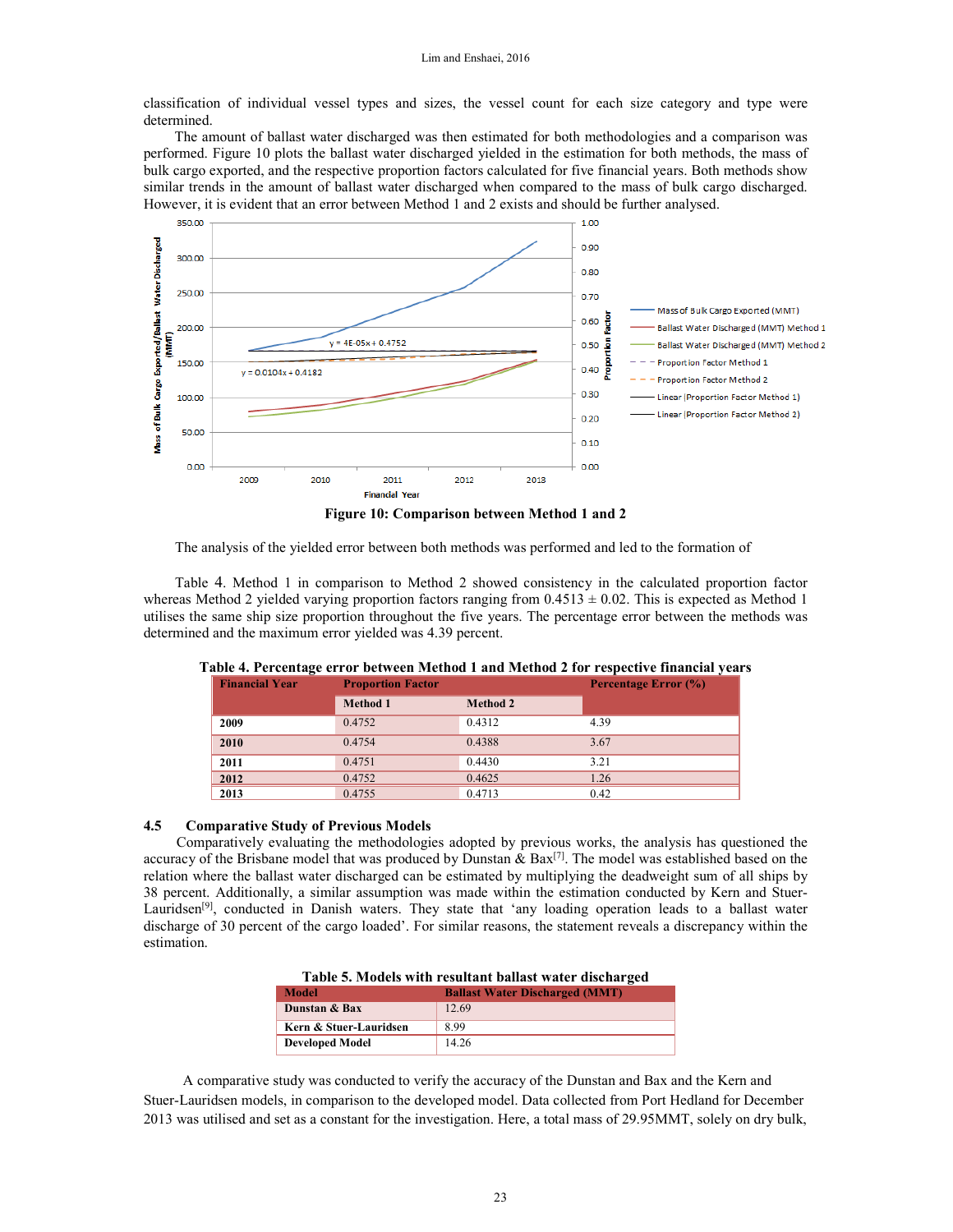classification of individual vessel types and sizes, the vessel count for each size category and type were determined.

The amount of ballast water discharged was then estimated for both methodologies and a comparison was performed. Figure 10 plots the ballast water discharged yielded in the estimation for both methods, the mass of bulk cargo exported, and the respective proportion factors calculated for five financial years. Both methods show similar trends in the amount of ballast water discharged when compared to the mass of bulk cargo discharged. However, it is evident that an error between Method 1 and 2 exists and should be further analysed.

**Figure 10: Comparison between Method 1 and 2**

The analysis of the yielded error between both methods was performed and led to the formation of

Table 4. Method 1 in comparison to Method 2 showed consistency in the calculated proportion factor whereas Method 2 yielded varying proportion factors ranging from 0.4513 ± 0.02. This is expected as Method 1 utilises the same ship size proportion throughout the five years. The percentage error between the methods was determined and the maximum error yielded was 4.39 percent.

**Table 4. Percentage error between Method 1 and Method 2 for respective financial years**

| Financial Year | Proportion Factor | | Percentage Error (%) |
|---|---|---|---|
| | Method 1 | Method 2 | |
| **2009** | 0.4752 | 0.4312 | 4.39 |
| **2010** | 0.4754 | 0.4388 | 3.67 |
| **2011** | 0.4751 | 0.4430 | 3.21 |
| **2012** | 0.4752 | 0.4625 | 1.26 |
| **2013** | 0.4755 | 0.4713 | 0.42 |

### 4.5 Comparative Study of Previous Models

Comparatively evaluating the methodologies adopted by previous works, the analysis has questioned the accuracy of the Brisbane model that was produced by Dunstan & Bax[7]. The model was established based on the relation where the ballast water discharged can be estimated by multiplying the deadweight sum of all ships by 38 percent. Additionally, a similar assumption was made within the estimation conducted by Kern and Stuer-Lauridsen[9], conducted in Danish waters. They state that 'any loading operation leads to a ballast water discharge of 30 percent of the cargo loaded'. For similar reasons, the statement reveals a discrepancy within the estimation.

**Table 5. Models with resultant ballast water discharged**

| Model | Ballast Water Discharged (MMT) |
|---|---|
| **Dunstan & Bax** | 12.69 |
| **Kern & Stuer-Lauridsen** | 8.99 |
| **Developed Model** | 14.26 |

A comparative study was conducted to verify the accuracy of the Dunstan and Bax and the Kern and Stuer-Lauridsen models, in comparison to the developed model. Data collected from Port Hedland for December 2013 was utilised and set as a constant for the investigation. Here, a total mass of 29.95MMT, solely on dry bulk,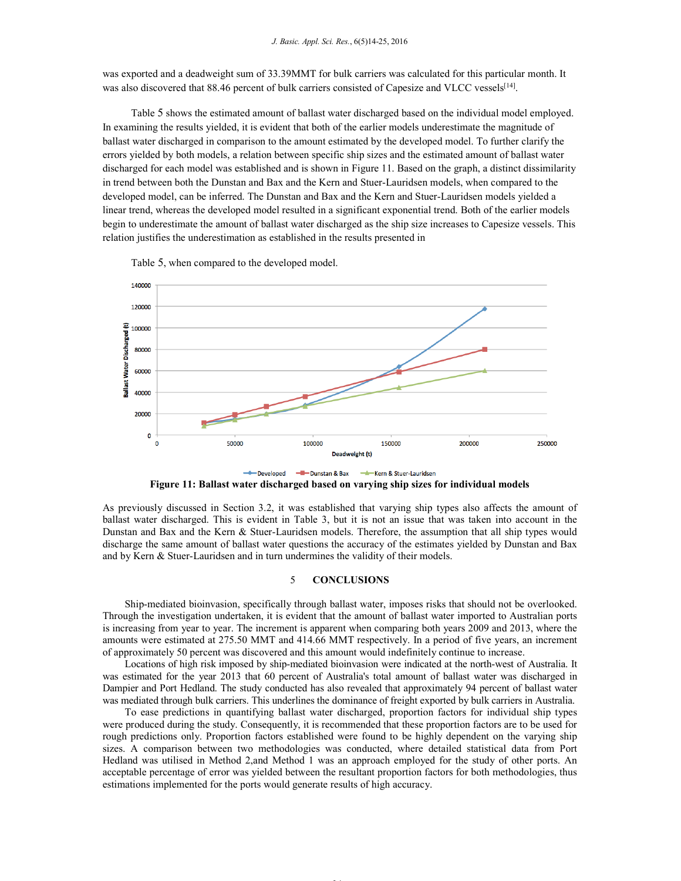was exported and a deadweight sum of 33.39MMT for bulk carriers was calculated for this particular month. It was also discovered that 88.46 percent of bulk carriers consisted of Capesize and VLCC vessels[14].

Table 5 shows the estimated amount of ballast water discharged based on the individual model employed. In examining the results yielded, it is evident that both of the earlier models underestimate the magnitude of ballast water discharged in comparison to the amount estimated by the developed model. To further clarify the errors yielded by both models, a relation between specific ship sizes and the estimated amount of ballast water discharged for each model was established and is shown in Figure 11. Based on the graph, a distinct dissimilarity in trend between both the Dunstan and Bax and the Kern and Stuer-Lauridsen models, when compared to the developed model, can be inferred. The Dunstan and Bax and the Kern and Stuer-Lauridsen models yielded a linear trend, whereas the developed model resulted in a significant exponential trend. Both of the earlier models begin to underestimate the amount of ballast water discharged as the ship size increases to Capesize vessels. This relation justifies the underestimation as established in the results presented in

Table 5, when compared to the developed model.

**Figure 11: Ballast water discharged based on varying ship sizes for individual models**

As previously discussed in Section 3.2, it was established that varying ship types also affects the amount of ballast water discharged. This is evident in Table 3, but it is not an issue that was taken into account in the Dunstan and Bax and the Kern & Stuer-Lauridsen models. Therefore, the assumption that all ship types would discharge the same amount of ballast water questions the accuracy of the estimates yielded by Dunstan and Bax and by Kern & Stuer-Lauridsen and in turn undermines the validity of their models.

## 5 CONCLUSIONS

Ship-mediated bioinvasion, specifically through ballast water, imposes risks that should not be overlooked. Through the investigation undertaken, it is evident that the amount of ballast water imported to Australian ports is increasing from year to year. The increment is apparent when comparing both years 2009 and 2013, where the amounts were estimated at 275.50 MMT and 414.66 MMT respectively. In a period of five years, an increment of approximately 50 percent was discovered and this amount would indefinitely continue to increase.

Locations of high risk imposed by ship-mediated bioinvasion were indicated at the north-west of Australia. It was estimated for the year 2013 that 60 percent of Australia's total amount of ballast water was discharged in Dampier and Port Hedland. The study conducted has also revealed that approximately 94 percent of ballast water was mediated through bulk carriers. This underlines the dominance of freight exported by bulk carriers in Australia.

To ease predictions in quantifying ballast water discharged, proportion factors for individual ship types were produced during the study. Consequently, it is recommended that these proportion factors are to be used for rough predictions only. Proportion factors established were found to be highly dependent on the varying ship sizes. A comparison between two methodologies was conducted, where detailed statistical data from Port Hedland was utilised in Method 2,and Method 1 was an approach employed for the study of other ports. An acceptable percentage of error was yielded between the resultant proportion factors for both methodologies, thus estimations implemented for the ports would generate results of high accuracy.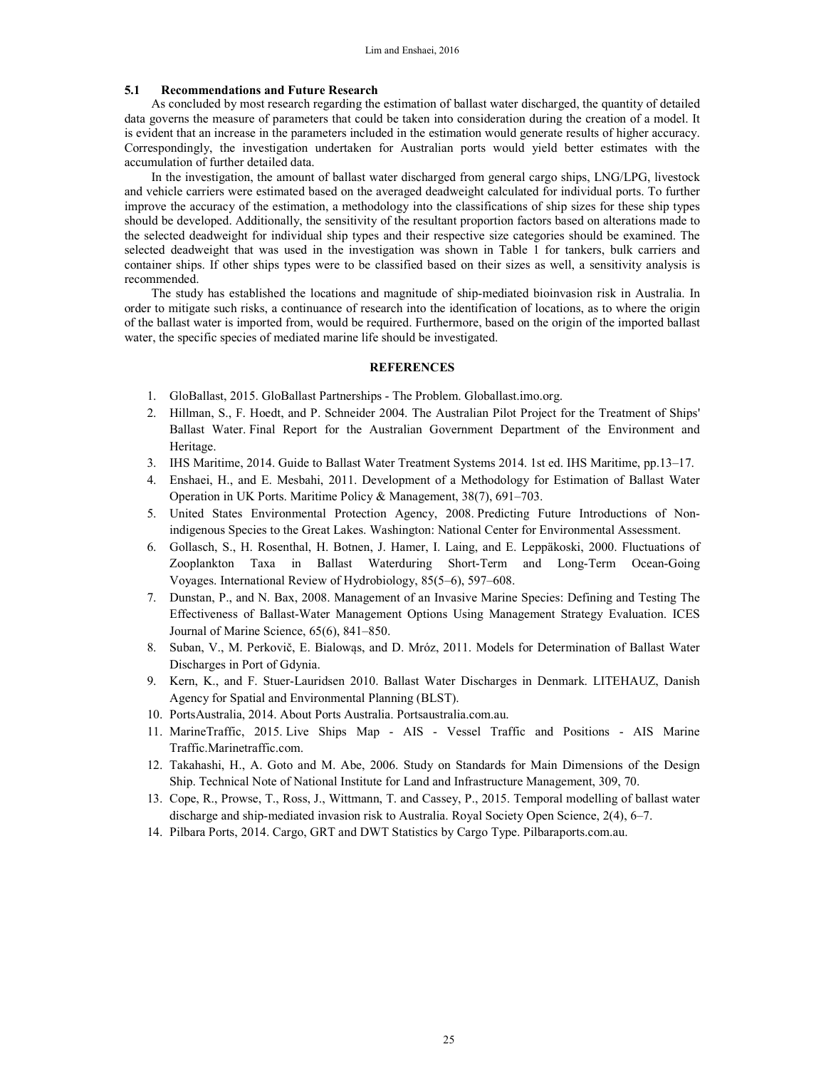### 5.1 Recommendations and Future Research

As concluded by most research regarding the estimation of ballast water discharged, the quantity of detailed data governs the measure of parameters that could be taken into consideration during the creation of a model. It is evident that an increase in the parameters included in the estimation would generate results of higher accuracy. Correspondingly, the investigation undertaken for Australian ports would yield better estimates with the accumulation of further detailed data.

In the investigation, the amount of ballast water discharged from general cargo ships, LNG/LPG, livestock and vehicle carriers were estimated based on the averaged deadweight calculated for individual ports. To further improve the accuracy of the estimation, a methodology into the classifications of ship sizes for these ship types should be developed. Additionally, the sensitivity of the resultant proportion factors based on alterations made to the selected deadweight for individual ship types and their respective size categories should be examined. The selected deadweight that was used in the investigation was shown in Table 1 for tankers, bulk carriers and container ships. If other ships types were to be classified based on their sizes as well, a sensitivity analysis is recommended.

The study has established the locations and magnitude of ship-mediated bioinvasion risk in Australia. In order to mitigate such risks, a continuance of research into the identification of locations, as to where the origin of the ballast water is imported from, would be required. Furthermore, based on the origin of the imported ballast water, the specific species of mediated marine life should be investigated.

## REFERENCES

1. GloBallast, 2015. GloBallast Partnerships - The Problem. Globallast.imo.org.
2. Hillman, S., F. Hoedt, and P. Schneider 2004. The Australian Pilot Project for the Treatment of Ships' Ballast Water. Final Report for the Australian Government Department of the Environment and Heritage.
3. IHS Maritime, 2014. Guide to Ballast Water Treatment Systems 2014. 1st ed. IHS Maritime, pp.13–17.
4. Enshaei, H., and E. Mesbahi, 2011. Development of a Methodology for Estimation of Ballast Water Operation in UK Ports. Maritime Policy & Management, 38(7), 691–703.
5. United States Environmental Protection Agency, 2008. Predicting Future Introductions of Non-indigenous Species to the Great Lakes. Washington: National Center for Environmental Assessment.
6. Gollasch, S., H. Rosenthal, H. Botnen, J. Hamer, I. Laing, and E. Leppäkoski, 2000. Fluctuations of Zooplankton Taxa in Ballast Waterduring Short-Term and Long-Term Ocean-Going Voyages. International Review of Hydrobiology, 85(5–6), 597–608.
7. Dunstan, P., and N. Bax, 2008. Management of an Invasive Marine Species: Defining and Testing The Effectiveness of Ballast-Water Management Options Using Management Strategy Evaluation. ICES Journal of Marine Science, 65(6), 841–850.
8. Suban, V., M. Perkovič, E. Bialowąs, and D. Mróz, 2011. Models for Determination of Ballast Water Discharges in Port of Gdynia.
9. Kern, K., and F. Stuer-Lauridsen 2010. Ballast Water Discharges in Denmark. LITEHAUZ, Danish Agency for Spatial and Environmental Planning (BLST).
10. PortsAustralia, 2014. About Ports Australia. Portsaustralia.com.au.
11. MarineTraffic, 2015. Live Ships Map - AIS - Vessel Traffic and Positions - AIS Marine Traffic.Marinetraffic.com.
12. Takahashi, H., A. Goto and M. Abe, 2006. Study on Standards for Main Dimensions of the Design Ship. Technical Note of National Institute for Land and Infrastructure Management, 309, 70.
13. Cope, R., Prowse, T., Ross, J., Wittmann, T. and Cassey, P., 2015. Temporal modelling of ballast water discharge and ship-mediated invasion risk to Australia. Royal Society Open Science, 2(4), 6–7.
14. Pilbara Ports, 2014. Cargo, GRT and DWT Statistics by Cargo Type. Pilbaraports.com.au.